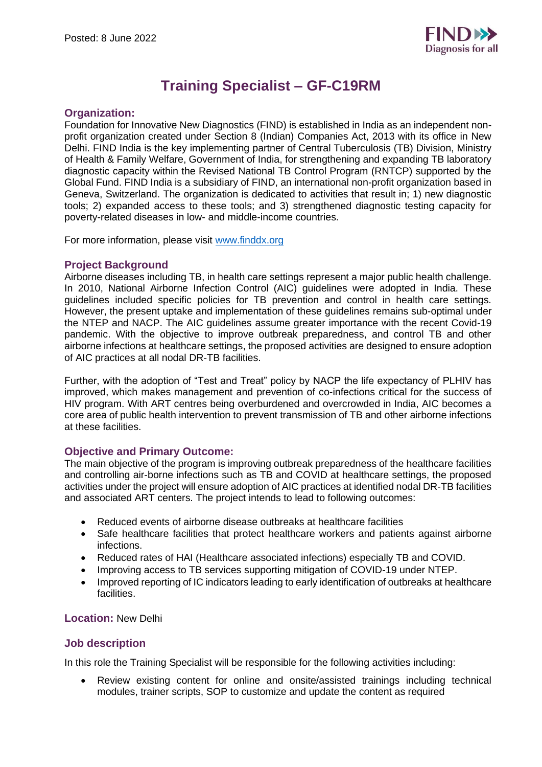Posted: 8 June 2022

# Training Specialist – GF-C19RM

## Organization:

Foundation for Innovative New Diagnostics (FIND) is established in India as an independent non-profit organization created under Section 8 (Indian) Companies Act, 2013 with its office in New Delhi. FIND India is the key implementing partner of Central Tuberculosis (TB) Division, Ministry of Health & Family Welfare, Government of India, for strengthening and expanding TB laboratory diagnostic capacity within the Revised National TB Control Program (RNTCP) supported by the Global Fund. FIND India is a subsidiary of FIND, an international non-profit organization based in Geneva, Switzerland. The organization is dedicated to activities that result in; 1) new diagnostic tools; 2) expanded access to these tools; and 3) strengthened diagnostic testing capacity for poverty-related diseases in low- and middle-income countries.

For more information, please visit www.finddx.org

## Project Background

Airborne diseases including TB, in health care settings represent a major public health challenge. In 2010, National Airborne Infection Control (AIC) guidelines were adopted in India. These guidelines included specific policies for TB prevention and control in health care settings. However, the present uptake and implementation of these guidelines remains sub-optimal under the NTEP and NACP. The AIC guidelines assume greater importance with the recent Covid-19 pandemic. With the objective to improve outbreak preparedness, and control TB and other airborne infections at healthcare settings, the proposed activities are designed to ensure adoption of AIC practices at all nodal DR-TB facilities.

Further, with the adoption of "Test and Treat" policy by NACP the life expectancy of PLHIV has improved, which makes management and prevention of co-infections critical for the success of HIV program. With ART centres being overburdened and overcrowded in India, AIC becomes a core area of public health intervention to prevent transmission of TB and other airborne infections at these facilities.

## Objective and Primary Outcome:

The main objective of the program is improving outbreak preparedness of the healthcare facilities and controlling air-borne infections such as TB and COVID at healthcare settings, the proposed activities under the project will ensure adoption of AIC practices at identified nodal DR-TB facilities and associated ART centers. The project intends to lead to following outcomes:

- Reduced events of airborne disease outbreaks at healthcare facilities
- Safe healthcare facilities that protect healthcare workers and patients against airborne infections.
- Reduced rates of HAI (Healthcare associated infections) especially TB and COVID.
- Improving access to TB services supporting mitigation of COVID-19 under NTEP.
- Improved reporting of IC indicators leading to early identification of outbreaks at healthcare facilities.

**Location:** New Delhi

## Job description

In this role the Training Specialist will be responsible for the following activities including:

- Review existing content for online and onsite/assisted trainings including technical modules, trainer scripts, SOP to customize and update the content as required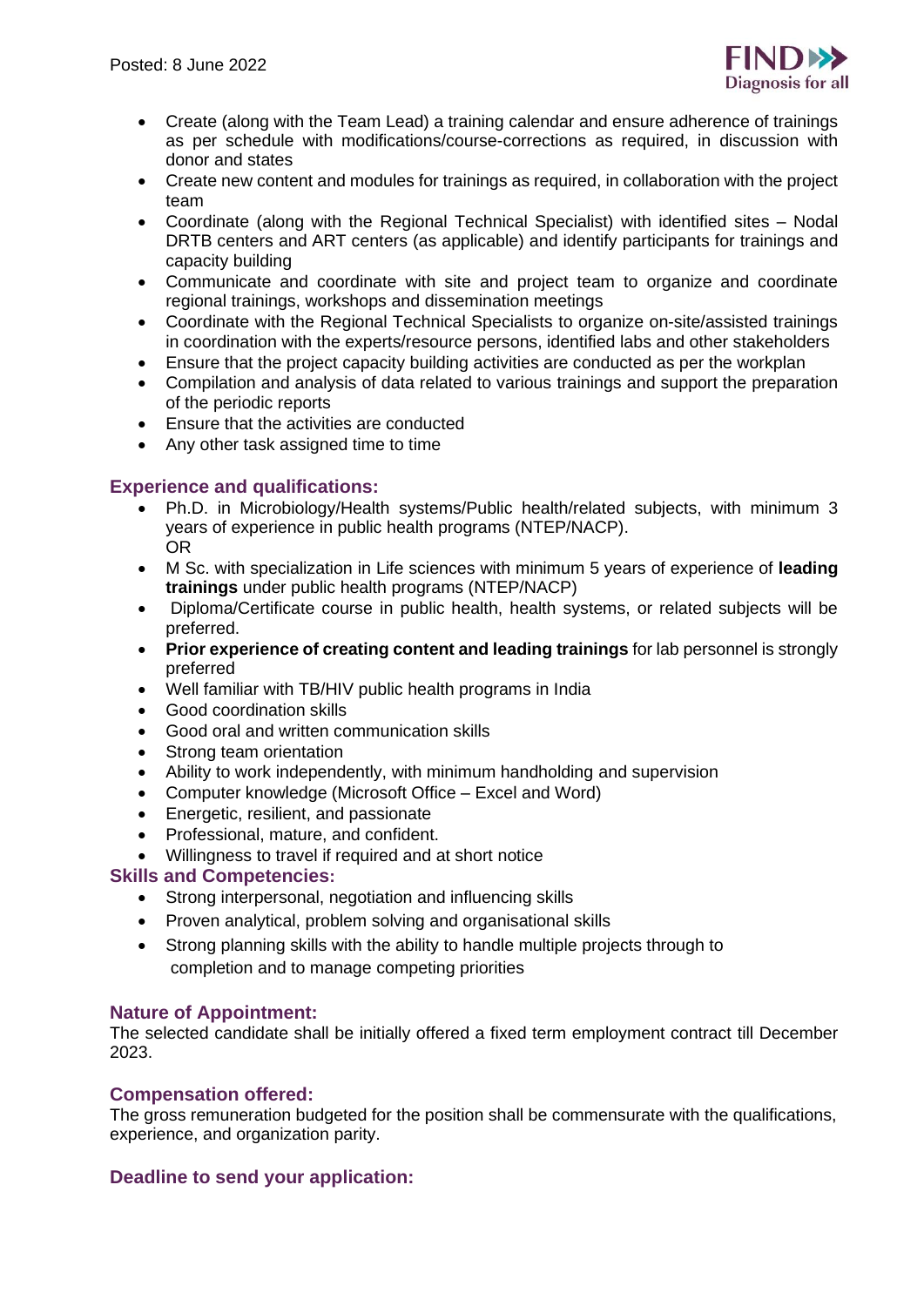- Create (along with the Team Lead) a training calendar and ensure adherence of trainings as per schedule with modifications/course-corrections as required, in discussion with donor and states
- Create new content and modules for trainings as required, in collaboration with the project team
- Coordinate (along with the Regional Technical Specialist) with identified sites – Nodal DRTB centers and ART centers (as applicable) and identify participants for trainings and capacity building
- Communicate and coordinate with site and project team to organize and coordinate regional trainings, workshops and dissemination meetings
- Coordinate with the Regional Technical Specialists to organize on-site/assisted trainings in coordination with the experts/resource persons, identified labs and other stakeholders
- Ensure that the project capacity building activities are conducted as per the workplan
- Compilation and analysis of data related to various trainings and support the preparation of the periodic reports
- Ensure that the activities are conducted
- Any other task assigned time to time

### Experience and qualifications:

- Ph.D. in Microbiology/Health systems/Public health/related subjects, with minimum 3 years of experience in public health programs (NTEP/NACP).
  OR
- M Sc. with specialization in Life sciences with minimum 5 years of experience of **leading trainings** under public health programs (NTEP/NACP)
- Diploma/Certificate course in public health, health systems, or related subjects will be preferred.
- **Prior experience of creating content and leading trainings** for lab personnel is strongly preferred
- Well familiar with TB/HIV public health programs in India
- Good coordination skills
- Good oral and written communication skills
- Strong team orientation
- Ability to work independently, with minimum handholding and supervision
- Computer knowledge (Microsoft Office – Excel and Word)
- Energetic, resilient, and passionate
- Professional, mature, and confident.
- Willingness to travel if required and at short notice

### Skills and Competencies:

- Strong interpersonal, negotiation and influencing skills
- Proven analytical, problem solving and organisational skills
- Strong planning skills with the ability to handle multiple projects through to completion and to manage competing priorities

### Nature of Appointment:

The selected candidate shall be initially offered a fixed term employment contract till December 2023.

### Compensation offered:

The gross remuneration budgeted for the position shall be commensurate with the qualifications, experience, and organization parity.

### Deadline to send your application: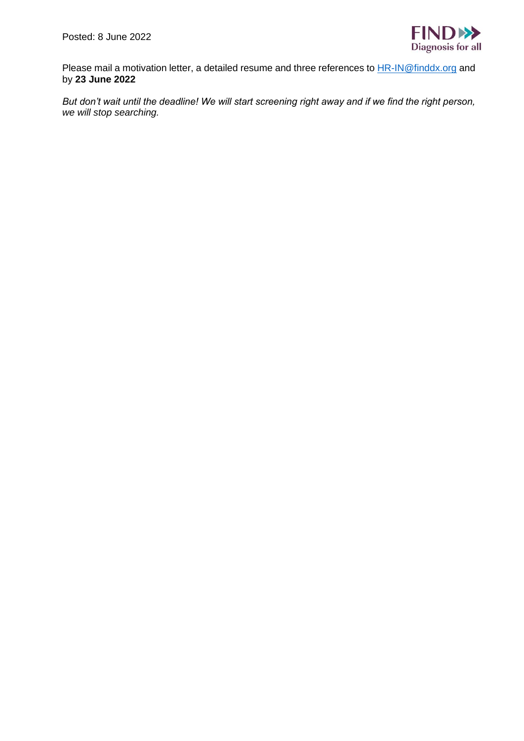Posted: 8 June 2022

Please mail a motivation letter, a detailed resume and three references to HR-IN@finddx.org and by **23 June 2022**

*But don't wait until the deadline! We will start screening right away and if we find the right person, we will stop searching.*